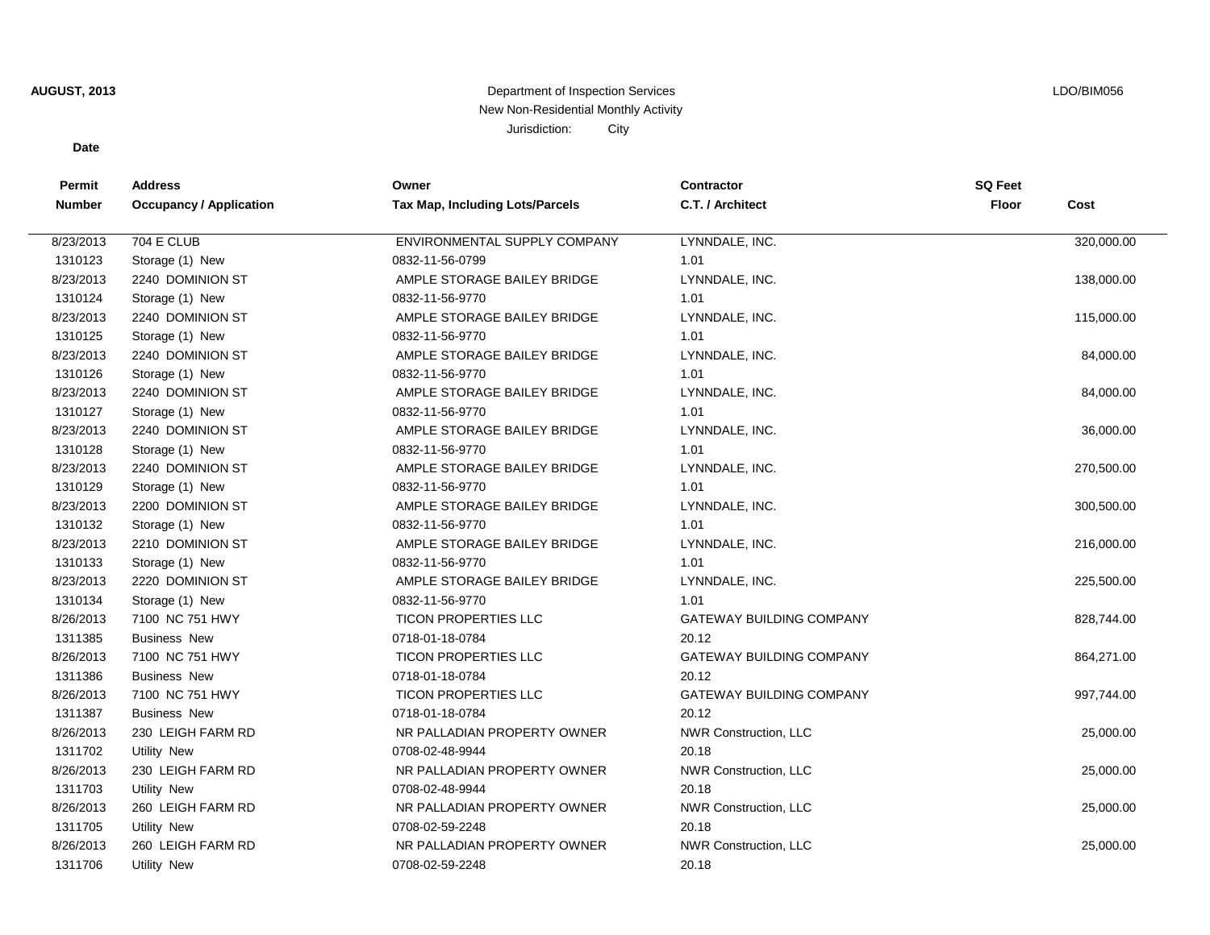**AUGUST, 2013**

Department of Inspection Services
New Non-Residential Monthly Activity
Jurisdiction: City

LDO/BIM056

| Date / Permit Number | Address / Occupancy / Application | Owner / Tax Map, Including Lots/Parcels | Contractor / C.T. / Architect | SQ Feet Floor | Cost |
|---|---|---|---|---|---|
| 8/23/2013 | 704 E CLUB | ENVIRONMENTAL SUPPLY COMPANY | LYNNDALE, INC. | | 320,000.00 |
| 1310123 | Storage (1) New | 0832-11-56-0799 | 1.01 | | |
| 8/23/2013 | 2240 DOMINION ST | AMPLE STORAGE BAILEY BRIDGE | LYNNDALE, INC. | | 138,000.00 |
| 1310124 | Storage (1) New | 0832-11-56-9770 | 1.01 | | |
| 8/23/2013 | 2240 DOMINION ST | AMPLE STORAGE BAILEY BRIDGE | LYNNDALE, INC. | | 115,000.00 |
| 1310125 | Storage (1) New | 0832-11-56-9770 | 1.01 | | |
| 8/23/2013 | 2240 DOMINION ST | AMPLE STORAGE BAILEY BRIDGE | LYNNDALE, INC. | | 84,000.00 |
| 1310126 | Storage (1) New | 0832-11-56-9770 | 1.01 | | |
| 8/23/2013 | 2240 DOMINION ST | AMPLE STORAGE BAILEY BRIDGE | LYNNDALE, INC. | | 84,000.00 |
| 1310127 | Storage (1) New | 0832-11-56-9770 | 1.01 | | |
| 8/23/2013 | 2240 DOMINION ST | AMPLE STORAGE BAILEY BRIDGE | LYNNDALE, INC. | | 36,000.00 |
| 1310128 | Storage (1) New | 0832-11-56-9770 | 1.01 | | |
| 8/23/2013 | 2240 DOMINION ST | AMPLE STORAGE BAILEY BRIDGE | LYNNDALE, INC. | | 270,500.00 |
| 1310129 | Storage (1) New | 0832-11-56-9770 | 1.01 | | |
| 8/23/2013 | 2200 DOMINION ST | AMPLE STORAGE BAILEY BRIDGE | LYNNDALE, INC. | | 300,500.00 |
| 1310132 | Storage (1) New | 0832-11-56-9770 | 1.01 | | |
| 8/23/2013 | 2210 DOMINION ST | AMPLE STORAGE BAILEY BRIDGE | LYNNDALE, INC. | | 216,000.00 |
| 1310133 | Storage (1) New | 0832-11-56-9770 | 1.01 | | |
| 8/23/2013 | 2220 DOMINION ST | AMPLE STORAGE BAILEY BRIDGE | LYNNDALE, INC. | | 225,500.00 |
| 1310134 | Storage (1) New | 0832-11-56-9770 | 1.01 | | |
| 8/26/2013 | 7100 NC 751 HWY | TICON PROPERTIES LLC | GATEWAY BUILDING COMPANY | | 828,744.00 |
| 1311385 | Business New | 0718-01-18-0784 | 20.12 | | |
| 8/26/2013 | 7100 NC 751 HWY | TICON PROPERTIES LLC | GATEWAY BUILDING COMPANY | | 864,271.00 |
| 1311386 | Business New | 0718-01-18-0784 | 20.12 | | |
| 8/26/2013 | 7100 NC 751 HWY | TICON PROPERTIES LLC | GATEWAY BUILDING COMPANY | | 997,744.00 |
| 1311387 | Business New | 0718-01-18-0784 | 20.12 | | |
| 8/26/2013 | 230 LEIGH FARM RD | NR PALLADIAN PROPERTY OWNER | NWR Construction, LLC | | 25,000.00 |
| 1311702 | Utility New | 0708-02-48-9944 | 20.18 | | |
| 8/26/2013 | 230 LEIGH FARM RD | NR PALLADIAN PROPERTY OWNER | NWR Construction, LLC | | 25,000.00 |
| 1311703 | Utility New | 0708-02-48-9944 | 20.18 | | |
| 8/26/2013 | 260 LEIGH FARM RD | NR PALLADIAN PROPERTY OWNER | NWR Construction, LLC | | 25,000.00 |
| 1311705 | Utility New | 0708-02-59-2248 | 20.18 | | |
| 8/26/2013 | 260 LEIGH FARM RD | NR PALLADIAN PROPERTY OWNER | NWR Construction, LLC | | 25,000.00 |
| 1311706 | Utility New | 0708-02-59-2248 | 20.18 | | |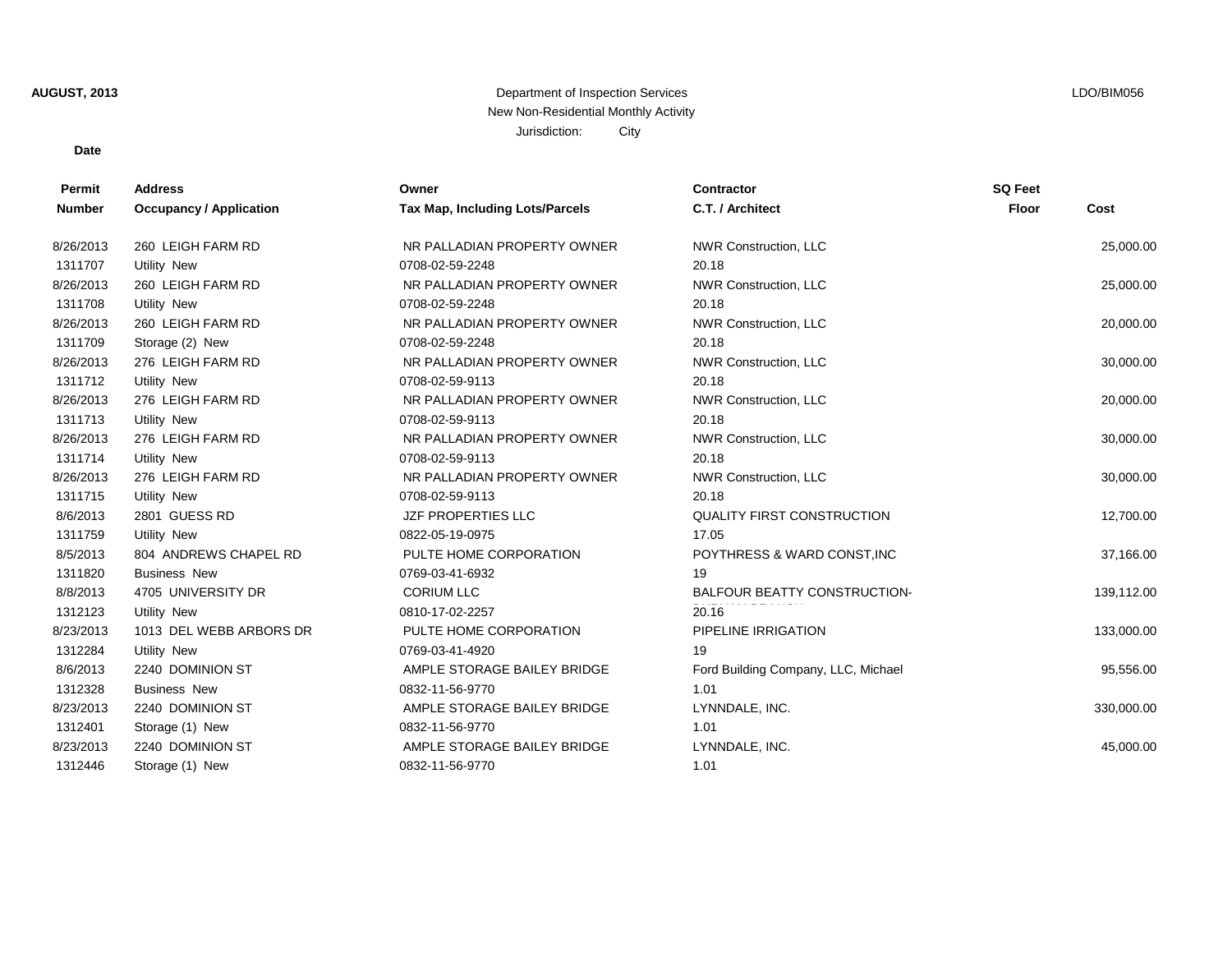**AUGUST, 2013**

Department of Inspection Services
New Non-Residential Monthly Activity
Jurisdiction: City

LDO/BIM056

**Date**

| Permit Number | Address Occupancy / Application | Owner Tax Map, Including Lots/Parcels | Contractor C.T. / Architect | SQ Feet Floor | Cost |
|---|---|---|---|---|---|
| 8/26/2013 | 260 LEIGH FARM RD | NR PALLADIAN PROPERTY OWNER | NWR Construction, LLC | | 25,000.00 |
| 1311707 | Utility New | 0708-02-59-2248 | 20.18 | | |
| 8/26/2013 | 260 LEIGH FARM RD | NR PALLADIAN PROPERTY OWNER | NWR Construction, LLC | | 25,000.00 |
| 1311708 | Utility New | 0708-02-59-2248 | 20.18 | | |
| 8/26/2013 | 260 LEIGH FARM RD | NR PALLADIAN PROPERTY OWNER | NWR Construction, LLC | | 20,000.00 |
| 1311709 | Storage (2) New | 0708-02-59-2248 | 20.18 | | |
| 8/26/2013 | 276 LEIGH FARM RD | NR PALLADIAN PROPERTY OWNER | NWR Construction, LLC | | 30,000.00 |
| 1311712 | Utility New | 0708-02-59-9113 | 20.18 | | |
| 8/26/2013 | 276 LEIGH FARM RD | NR PALLADIAN PROPERTY OWNER | NWR Construction, LLC | | 20,000.00 |
| 1311713 | Utility New | 0708-02-59-9113 | 20.18 | | |
| 8/26/2013 | 276 LEIGH FARM RD | NR PALLADIAN PROPERTY OWNER | NWR Construction, LLC | | 30,000.00 |
| 1311714 | Utility New | 0708-02-59-9113 | 20.18 | | |
| 8/26/2013 | 276 LEIGH FARM RD | NR PALLADIAN PROPERTY OWNER | NWR Construction, LLC | | 30,000.00 |
| 1311715 | Utility New | 0708-02-59-9113 | 20.18 | | |
| 8/6/2013 | 2801 GUESS RD | JZF PROPERTIES LLC | QUALITY FIRST CONSTRUCTION | | 12,700.00 |
| 1311759 | Utility New | 0822-05-19-0975 | 17.05 | | |
| 8/5/2013 | 804 ANDREWS CHAPEL RD | PULTE HOME CORPORATION | POYTHRESS & WARD CONST,INC | | 37,166.00 |
| 1311820 | Business New | 0769-03-41-6932 | 19 | | |
| 8/8/2013 | 4705 UNIVERSITY DR | CORIUM LLC | BALFOUR BEATTY CONSTRUCTION- | | 139,112.00 |
| 1312123 | Utility New | 0810-17-02-2257 | 20.16 | | |
| 8/23/2013 | 1013 DEL WEBB ARBORS DR | PULTE HOME CORPORATION | PIPELINE IRRIGATION | | 133,000.00 |
| 1312284 | Utility New | 0769-03-41-4920 | 19 | | |
| 8/6/2013 | 2240 DOMINION ST | AMPLE STORAGE BAILEY BRIDGE | Ford Building Company, LLC, Michael | | 95,556.00 |
| 1312328 | Business New | 0832-11-56-9770 | 1.01 | | |
| 8/23/2013 | 2240 DOMINION ST | AMPLE STORAGE BAILEY BRIDGE | LYNNDALE, INC. | | 330,000.00 |
| 1312401 | Storage (1) New | 0832-11-56-9770 | 1.01 | | |
| 8/23/2013 | 2240 DOMINION ST | AMPLE STORAGE BAILEY BRIDGE | LYNNDALE, INC. | | 45,000.00 |
| 1312446 | Storage (1) New | 0832-11-56-9770 | 1.01 | | |